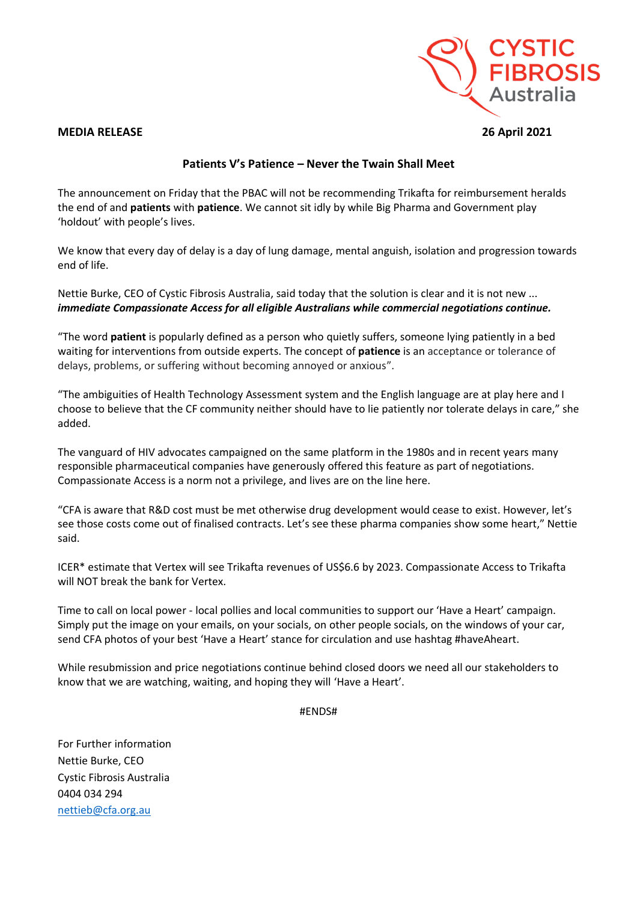**MEDIA RELEASE** **26 April 2021**

## Patients V's Patience – Never the Twain Shall Meet

The announcement on Friday that the PBAC will not be recommending Trikafta for reimbursement heralds the end of and **patients** with **patience**. We cannot sit idly by while Big Pharma and Government play 'holdout' with people's lives.

We know that every day of delay is a day of lung damage, mental anguish, isolation and progression towards end of life.

Nettie Burke, CEO of Cystic Fibrosis Australia, said today that the solution is clear and it is not new ...
***immediate Compassionate Access for all eligible Australians while commercial negotiations continue.***

"The word **patient** is popularly defined as a person who quietly suffers, someone lying patiently in a bed waiting for interventions from outside experts. The concept of **patience** is an acceptance or tolerance of delays, problems, or suffering without becoming annoyed or anxious".

"The ambiguities of Health Technology Assessment system and the English language are at play here and I choose to believe that the CF community neither should have to lie patiently nor tolerate delays in care," she added.

The vanguard of HIV advocates campaigned on the same platform in the 1980s and in recent years many responsible pharmaceutical companies have generously offered this feature as part of negotiations. Compassionate Access is a norm not a privilege, and lives are on the line here.

"CFA is aware that R&D cost must be met otherwise drug development would cease to exist. However, let's see those costs come out of finalised contracts. Let's see these pharma companies show some heart," Nettie said.

ICER* estimate that Vertex will see Trikafta revenues of US$6.6 by 2023. Compassionate Access to Trikafta will NOT break the bank for Vertex.

Time to call on local power - local pollies and local communities to support our 'Have a Heart' campaign. Simply put the image on your emails, on your socials, on other people socials, on the windows of your car, send CFA photos of your best 'Have a Heart' stance for circulation and use hashtag #haveAheart.

While resubmission and price negotiations continue behind closed doors we need all our stakeholders to know that we are watching, waiting, and hoping they will 'Have a Heart'.

#ENDS#

For Further information
Nettie Burke, CEO
Cystic Fibrosis Australia
0404 034 294
nettieb@cfa.org.au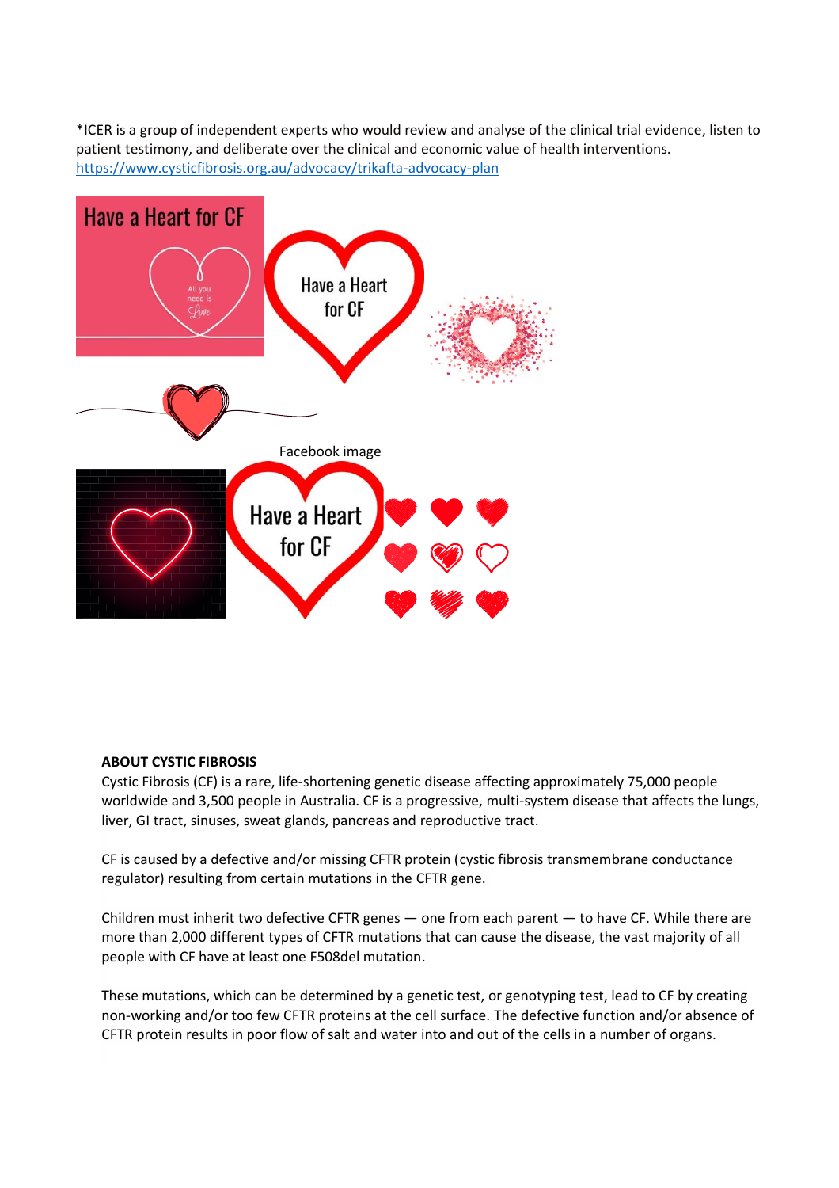*ICER is a group of independent experts who would review and analyse of the clinical trial evidence, listen to patient testimony, and deliberate over the clinical and economic value of health interventions.
https://www.cysticfibrosis.org.au/advocacy/trikafta-advocacy-plan

Facebook image

**ABOUT CYSTIC FIBROSIS**

Cystic Fibrosis (CF) is a rare, life-shortening genetic disease affecting approximately 75,000 people worldwide and 3,500 people in Australia. CF is a progressive, multi-system disease that affects the lungs, liver, GI tract, sinuses, sweat glands, pancreas and reproductive tract.

CF is caused by a defective and/or missing CFTR protein (cystic fibrosis transmembrane conductance regulator) resulting from certain mutations in the CFTR gene.

Children must inherit two defective CFTR genes — one from each parent — to have CF. While there are more than 2,000 different types of CFTR mutations that can cause the disease, the vast majority of all people with CF have at least one F508del mutation.

These mutations, which can be determined by a genetic test, or genotyping test, lead to CF by creating non-working and/or too few CFTR proteins at the cell surface. The defective function and/or absence of CFTR protein results in poor flow of salt and water into and out of the cells in a number of organs.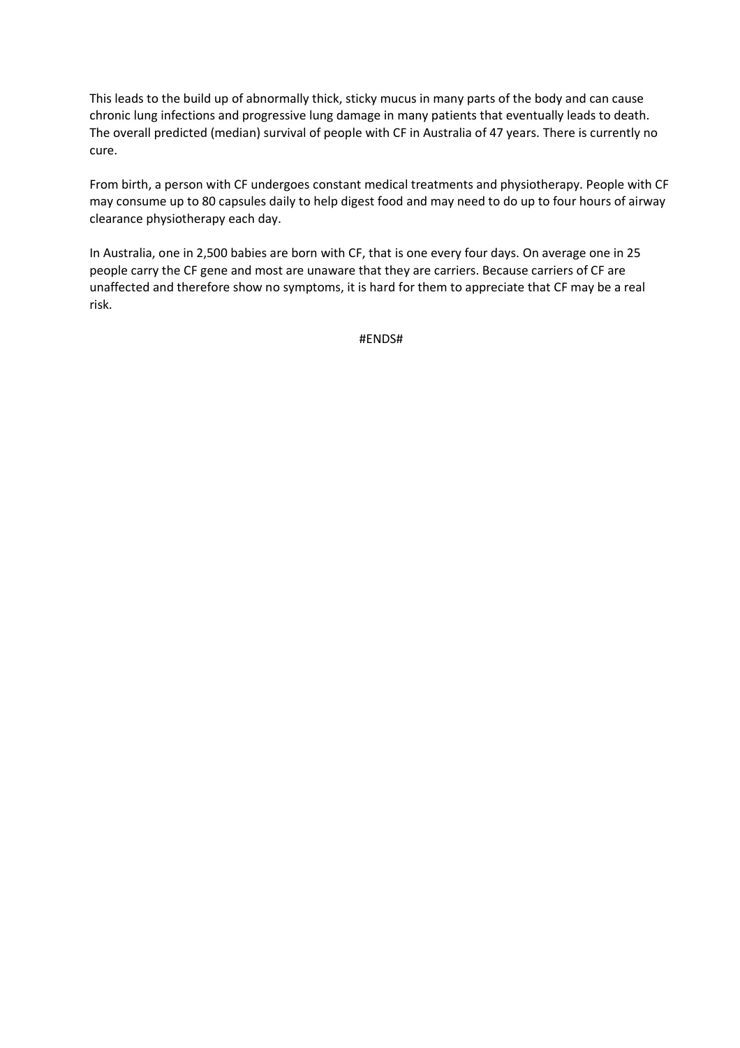This leads to the build up of abnormally thick, sticky mucus in many parts of the body and can cause chronic lung infections and progressive lung damage in many patients that eventually leads to death. The overall predicted (median) survival of people with CF in Australia of 47 years. There is currently no cure.

From birth, a person with CF undergoes constant medical treatments and physiotherapy. People with CF may consume up to 80 capsules daily to help digest food and may need to do up to four hours of airway clearance physiotherapy each day.

In Australia, one in 2,500 babies are born with CF, that is one every four days. On average one in 25 people carry the CF gene and most are unaware that they are carriers. Because carriers of CF are unaffected and therefore show no symptoms, it is hard for them to appreciate that CF may be a real risk.

#ENDS#